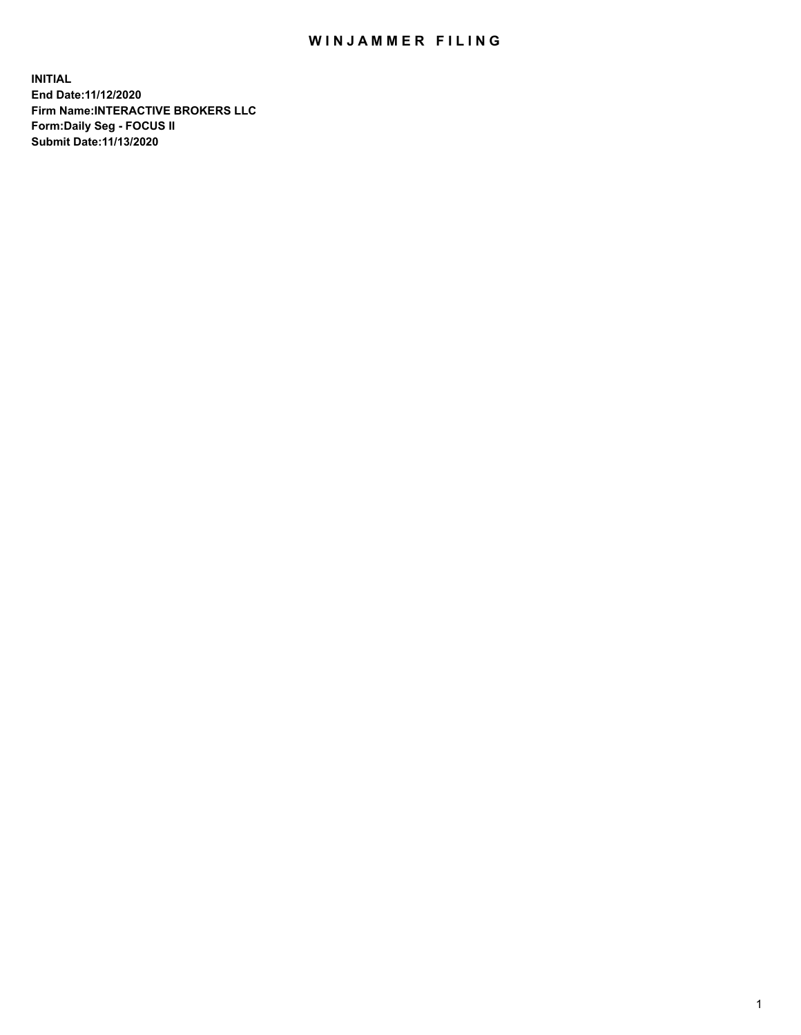# WINJAMMER FILING

**INITIAL**
**End Date:11/12/2020**
**Firm Name:INTERACTIVE BROKERS LLC**
**Form:Daily Seg - FOCUS II**
**Submit Date:11/13/2020**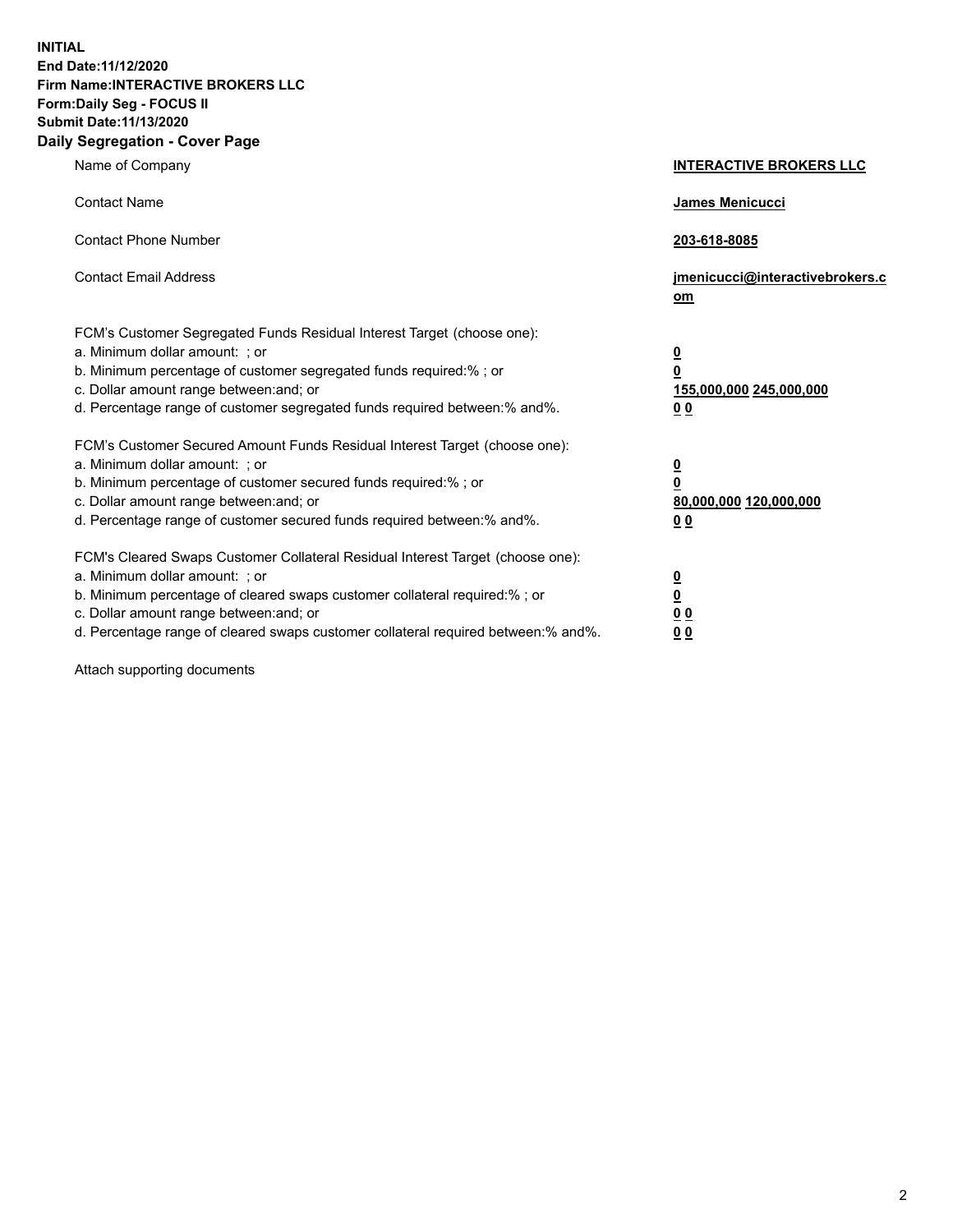**INITIAL**
**End Date:11/12/2020**
**Firm Name:INTERACTIVE BROKERS LLC**
**Form:Daily Seg - FOCUS II**
**Submit Date:11/13/2020**

## Daily Segregation - Cover Page

| | |
|---|---|
| Name of Company | **INTERACTIVE BROKERS LLC** |
| Contact Name | **James Menicucci** |
| Contact Phone Number | **203-618-8085** |
| Contact Email Address | **jmenicucci@interactivebrokers.com** |

FCM's Customer Segregated Funds Residual Interest Target (choose one):

| | |
|---|---|
| a. Minimum dollar amount: ; or | **0** |
| b. Minimum percentage of customer segregated funds required:% ; or | **0** |
| c. Dollar amount range between:and; or | **155,000,000 245,000,000** |
| d. Percentage range of customer segregated funds required between:% and%. | **0 0** |

FCM's Customer Secured Amount Funds Residual Interest Target (choose one):

| | |
|---|---|
| a. Minimum dollar amount: ; or | **0** |
| b. Minimum percentage of customer secured funds required:% ; or | **0** |
| c. Dollar amount range between:and; or | **80,000,000 120,000,000** |
| d. Percentage range of customer secured funds required between:% and%. | **0 0** |

FCM's Cleared Swaps Customer Collateral Residual Interest Target (choose one):

| | |
|---|---|
| a. Minimum dollar amount: ; or | **0** |
| b. Minimum percentage of cleared swaps customer collateral required:% ; or | **0** |
| c. Dollar amount range between:and; or | **0 0** |
| d. Percentage range of cleared swaps customer collateral required between:% and%. | **0 0** |

Attach supporting documents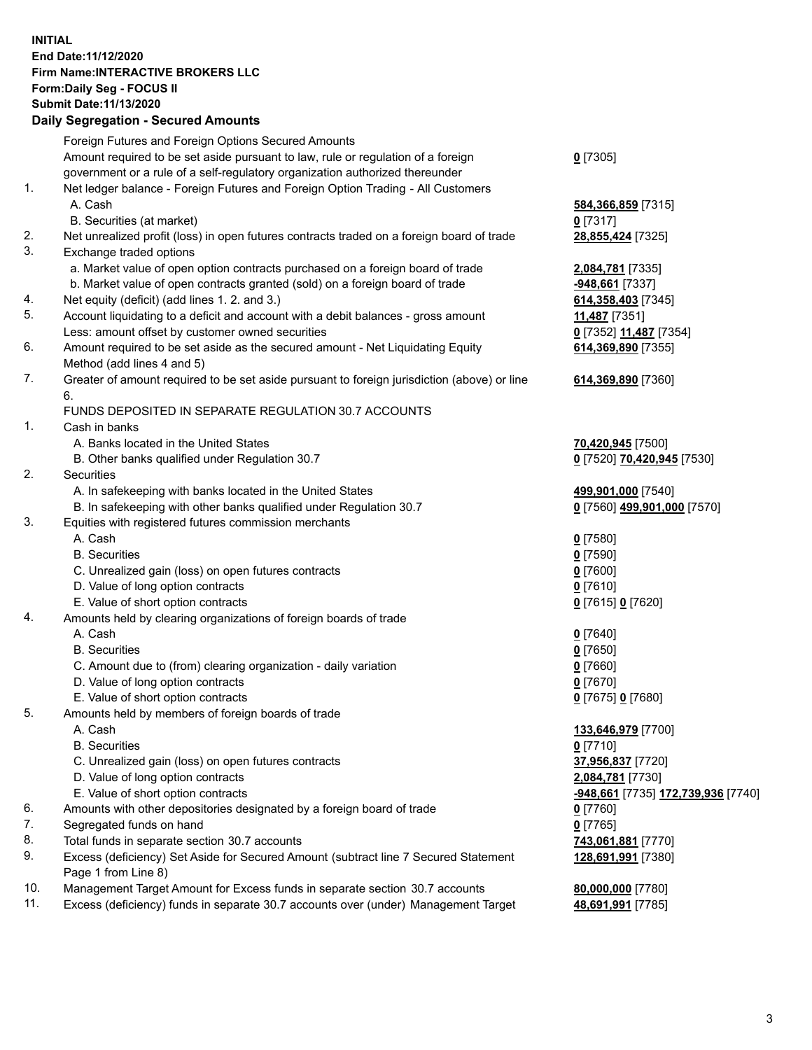**INITIAL**
**End Date:11/12/2020**
**Firm Name:INTERACTIVE BROKERS LLC**
**Form:Daily Seg - FOCUS II**
**Submit Date:11/13/2020**

**Daily Segregation - Secured Amounts**

| | | |
|---|---|---|
| | Foreign Futures and Foreign Options Secured Amounts | |
| | Amount required to be set aside pursuant to law, rule or regulation of a foreign government or a rule of a self-regulatory organization authorized thereunder | **0** [7305] |
| 1. | Net ledger balance - Foreign Futures and Foreign Option Trading - All Customers | |
| | A. Cash | **584,366,859** [7315] |
| | B. Securities (at market) | **0** [7317] |
| 2. | Net unrealized profit (loss) in open futures contracts traded on a foreign board of trade | **28,855,424** [7325] |
| 3. | Exchange traded options | |
| | a. Market value of open option contracts purchased on a foreign board of trade | **2,084,781** [7335] |
| | b. Market value of open contracts granted (sold) on a foreign board of trade | **-948,661** [7337] |
| 4. | Net equity (deficit) (add lines 1. 2. and 3.) | **614,358,403** [7345] |
| 5. | Account liquidating to a deficit and account with a debit balances - gross amount | **11,487** [7351] |
| | Less: amount offset by customer owned securities | **0** [7352] **11,487** [7354] |
| 6. | Amount required to be set aside as the secured amount - Net Liquidating Equity Method (add lines 4 and 5) | **614,369,890** [7355] |
| 7. | Greater of amount required to be set aside pursuant to foreign jurisdiction (above) or line 6. | **614,369,890** [7360] |
| | FUNDS DEPOSITED IN SEPARATE REGULATION 30.7 ACCOUNTS | |
| 1. | Cash in banks | |
| | A. Banks located in the United States | **70,420,945** [7500] |
| | B. Other banks qualified under Regulation 30.7 | **0** [7520] **70,420,945** [7530] |
| 2. | Securities | |
| | A. In safekeeping with banks located in the United States | **499,901,000** [7540] |
| | B. In safekeeping with other banks qualified under Regulation 30.7 | **0** [7560] **499,901,000** [7570] |
| 3. | Equities with registered futures commission merchants | |
| | A. Cash | **0** [7580] |
| | B. Securities | **0** [7590] |
| | C. Unrealized gain (loss) on open futures contracts | **0** [7600] |
| | D. Value of long option contracts | **0** [7610] |
| | E. Value of short option contracts | **0** [7615] **0** [7620] |
| 4. | Amounts held by clearing organizations of foreign boards of trade | |
| | A. Cash | **0** [7640] |
| | B. Securities | **0** [7650] |
| | C. Amount due to (from) clearing organization - daily variation | **0** [7660] |
| | D. Value of long option contracts | **0** [7670] |
| | E. Value of short option contracts | **0** [7675] **0** [7680] |
| 5. | Amounts held by members of foreign boards of trade | |
| | A. Cash | **133,646,979** [7700] |
| | B. Securities | **0** [7710] |
| | C. Unrealized gain (loss) on open futures contracts | **37,956,837** [7720] |
| | D. Value of long option contracts | **2,084,781** [7730] |
| | E. Value of short option contracts | **-948,661** [7735] **172,739,936** [7740] |
| 6. | Amounts with other depositories designated by a foreign board of trade | **0** [7760] |
| 7. | Segregated funds on hand | **0** [7765] |
| 8. | Total funds in separate section 30.7 accounts | **743,061,881** [7770] |
| 9. | Excess (deficiency) Set Aside for Secured Amount (subtract line 7 Secured Statement Page 1 from Line 8) | **128,691,991** [7380] |
| 10. | Management Target Amount for Excess funds in separate section 30.7 accounts | **80,000,000** [7780] |
| 11. | Excess (deficiency) funds in separate 30.7 accounts over (under) Management Target | **48,691,991** [7785] |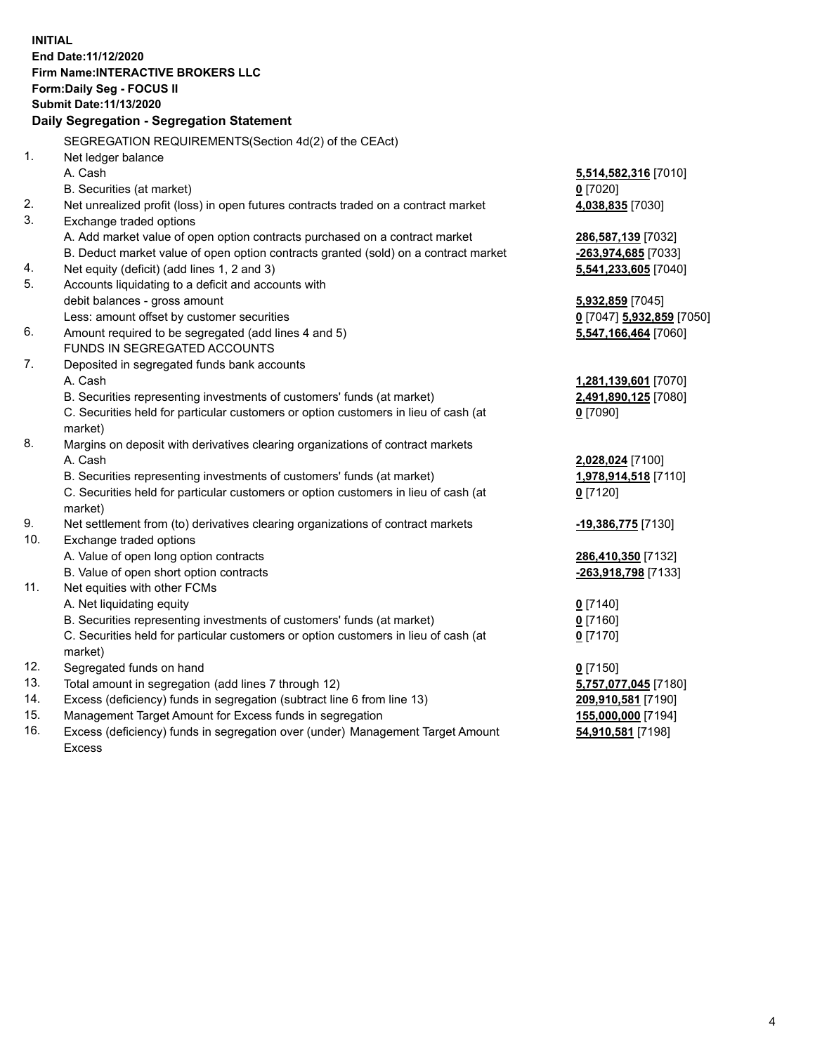**INITIAL**
**End Date:11/12/2020**
**Firm Name:INTERACTIVE BROKERS LLC**
**Form:Daily Seg - FOCUS II**
**Submit Date:11/13/2020**

## Daily Segregation - Segregation Statement

SEGREGATION REQUIREMENTS(Section 4d(2) of the CEAct)

| | | |
|---|---|---|
| 1. | Net ledger balance | |
| | A. Cash | **5,514,582,316** [7010] |
| | B. Securities (at market) | **0** [7020] |
| 2. | Net unrealized profit (loss) in open futures contracts traded on a contract market | **4,038,835** [7030] |
| 3. | Exchange traded options | |
| | A. Add market value of open option contracts purchased on a contract market | **286,587,139** [7032] |
| | B. Deduct market value of open option contracts granted (sold) on a contract market | **-263,974,685** [7033] |
| 4. | Net equity (deficit) (add lines 1, 2 and 3) | **5,541,233,605** [7040] |
| 5. | Accounts liquidating to a deficit and accounts with debit balances - gross amount | **5,932,859** [7045] |
| | Less: amount offset by customer securities | **0** [7047] **5,932,859** [7050] |
| 6. | Amount required to be segregated (add lines 4 and 5) | **5,547,166,464** [7060] |
| | FUNDS IN SEGREGATED ACCOUNTS | |
| 7. | Deposited in segregated funds bank accounts | |
| | A. Cash | **1,281,139,601** [7070] |
| | B. Securities representing investments of customers' funds (at market) | **2,491,890,125** [7080] |
| | C. Securities held for particular customers or option customers in lieu of cash (at market) | **0** [7090] |
| 8. | Margins on deposit with derivatives clearing organizations of contract markets | |
| | A. Cash | **2,028,024** [7100] |
| | B. Securities representing investments of customers' funds (at market) | **1,978,914,518** [7110] |
| | C. Securities held for particular customers or option customers in lieu of cash (at market) | **0** [7120] |
| 9. | Net settlement from (to) derivatives clearing organizations of contract markets | **-19,386,775** [7130] |
| 10. | Exchange traded options | |
| | A. Value of open long option contracts | **286,410,350** [7132] |
| | B. Value of open short option contracts | **-263,918,798** [7133] |
| 11. | Net equities with other FCMs | |
| | A. Net liquidating equity | **0** [7140] |
| | B. Securities representing investments of customers' funds (at market) | **0** [7160] |
| | C. Securities held for particular customers or option customers in lieu of cash (at market) | **0** [7170] |
| 12. | Segregated funds on hand | **0** [7150] |
| 13. | Total amount in segregation (add lines 7 through 12) | **5,757,077,045** [7180] |
| 14. | Excess (deficiency) funds in segregation (subtract line 6 from line 13) | **209,910,581** [7190] |
| 15. | Management Target Amount for Excess funds in segregation | **155,000,000** [7194] |
| 16. | Excess (deficiency) funds in segregation over (under) Management Target Amount Excess | **54,910,581** [7198] |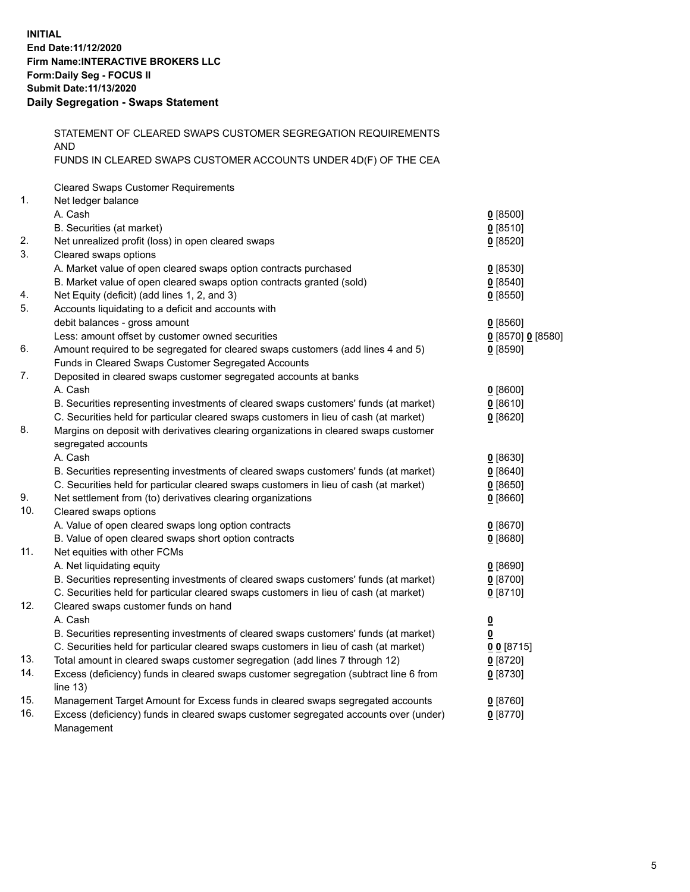**INITIAL**
**End Date:11/12/2020**
**Firm Name:INTERACTIVE BROKERS LLC**
**Form:Daily Seg - FOCUS II**
**Submit Date:11/13/2020**
**Daily Segregation - Swaps Statement**

STATEMENT OF CLEARED SWAPS CUSTOMER SEGREGATION REQUIREMENTS AND
FUNDS IN CLEARED SWAPS CUSTOMER ACCOUNTS UNDER 4D(F) OF THE CEA

| | | |
|---|---|---|
| | Cleared Swaps Customer Requirements | |
| 1. | Net ledger balance | |
| | A. Cash | 0 [8500] |
| | B. Securities (at market) | 0 [8510] |
| 2. | Net unrealized profit (loss) in open cleared swaps | 0 [8520] |
| 3. | Cleared swaps options | |
| | A. Market value of open cleared swaps option contracts purchased | 0 [8530] |
| | B. Market value of open cleared swaps option contracts granted (sold) | 0 [8540] |
| 4. | Net Equity (deficit) (add lines 1, 2, and 3) | 0 [8550] |
| 5. | Accounts liquidating to a deficit and accounts with debit balances - gross amount | 0 [8560] |
| | Less: amount offset by customer owned securities | 0 [8570] 0 [8580] |
| 6. | Amount required to be segregated for cleared swaps customers (add lines 4 and 5) | 0 [8590] |
| | Funds in Cleared Swaps Customer Segregated Accounts | |
| 7. | Deposited in cleared swaps customer segregated accounts at banks | |
| | A. Cash | 0 [8600] |
| | B. Securities representing investments of cleared swaps customers' funds (at market) | 0 [8610] |
| | C. Securities held for particular cleared swaps customers in lieu of cash (at market) | 0 [8620] |
| 8. | Margins on deposit with derivatives clearing organizations in cleared swaps customer segregated accounts | |
| | A. Cash | 0 [8630] |
| | B. Securities representing investments of cleared swaps customers' funds (at market) | 0 [8640] |
| | C. Securities held for particular cleared swaps customers in lieu of cash (at market) | 0 [8650] |
| 9. | Net settlement from (to) derivatives clearing organizations | 0 [8660] |
| 10. | Cleared swaps options | |
| | A. Value of open cleared swaps long option contracts | 0 [8670] |
| | B. Value of open cleared swaps short option contracts | 0 [8680] |
| 11. | Net equities with other FCMs | |
| | A. Net liquidating equity | 0 [8690] |
| | B. Securities representing investments of cleared swaps customers' funds (at market) | 0 [8700] |
| | C. Securities held for particular cleared swaps customers in lieu of cash (at market) | 0 [8710] |
| 12. | Cleared swaps customer funds on hand | |
| | A. Cash | 0 |
| | B. Securities representing investments of cleared swaps customers' funds (at market) | 0 |
| | C. Securities held for particular cleared swaps customers in lieu of cash (at market) | 0 0 [8715] |
| 13. | Total amount in cleared swaps customer segregation (add lines 7 through 12) | 0 [8720] |
| 14. | Excess (deficiency) funds in cleared swaps customer segregation (subtract line 6 from line 13) | 0 [8730] |
| 15. | Management Target Amount for Excess funds in cleared swaps segregated accounts | 0 [8760] |
| 16. | Excess (deficiency) funds in cleared swaps customer segregated accounts over (under) Management | 0 [8770] |